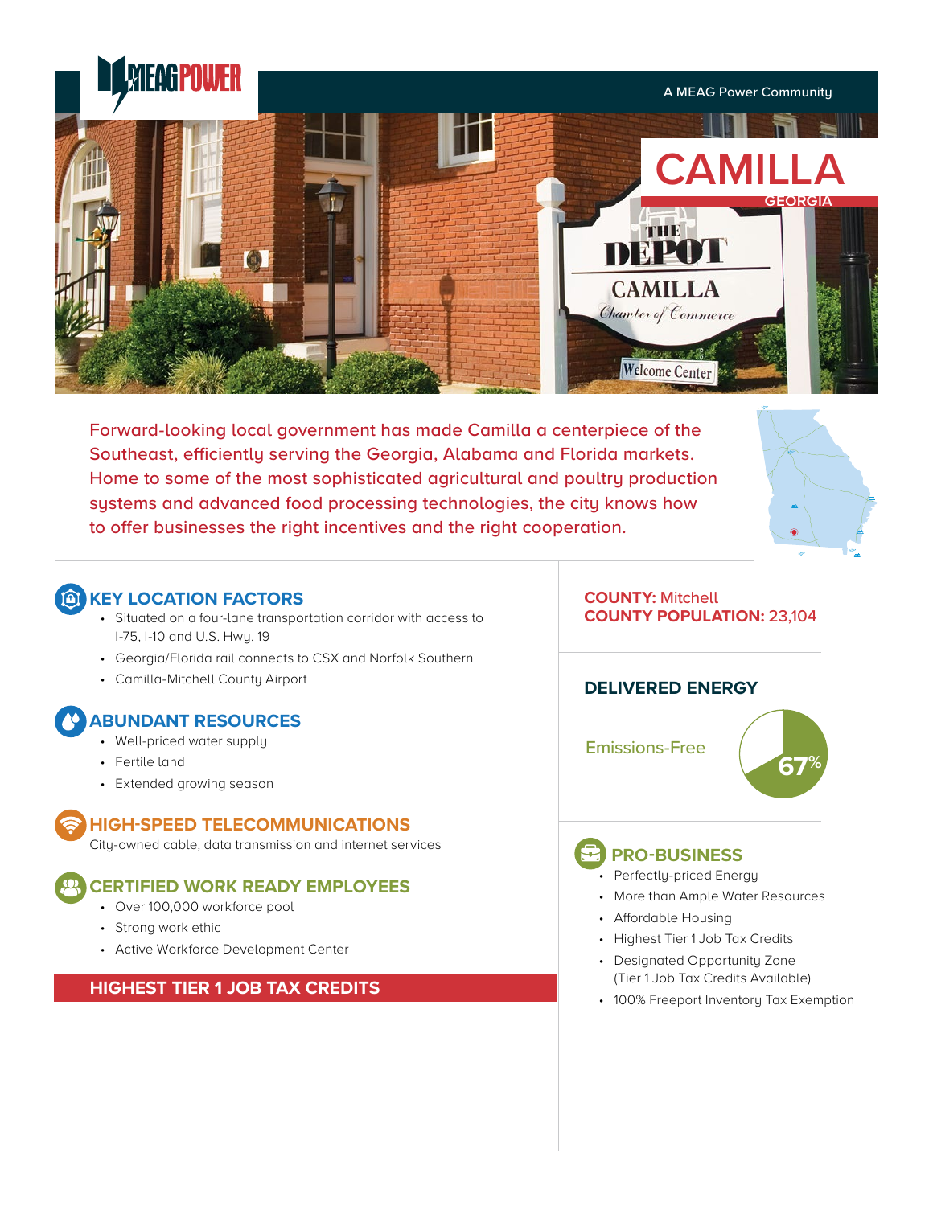MEAG POWER

A MEAG Power Community

# CAMILLA

## GEORGIA

Forward-looking local government has made Camilla a centerpiece of the Southeast, efficiently serving the Georgia, Alabama and Florida markets. Home to some of the most sophisticated agricultural and poultry production systems and advanced food processing technologies, the city knows how to offer businesses the right incentives and the right cooperation.

### KEY LOCATION FACTORS

- Situated on a four-lane transportation corridor with access to I-75, I-10 and U.S. Hwy. 19
- Georgia/Florida rail connects to CSX and Norfolk Southern
- Camilla-Mitchell County Airport

### ABUNDANT RESOURCES

- Well-priced water supply
- Fertile land
- Extended growing season

### HIGH-SPEED TELECOMMUNICATIONS

City-owned cable, data transmission and internet services

### CERTIFIED WORK READY EMPLOYEES

- Over 100,000 workforce pool
- Strong work ethic
- Active Workforce Development Center

**HIGHEST TIER 1 JOB TAX CREDITS**

**COUNTY:** Mitchell
**COUNTY POPULATION:** 23,104

### DELIVERED ENERGY

Emissions-Free 67%

### PRO-BUSINESS

- Perfectly-priced Energy
- More than Ample Water Resources
- Affordable Housing
- Highest Tier 1 Job Tax Credits
- Designated Opportunity Zone (Tier 1 Job Tax Credits Available)
- 100% Freeport Inventory Tax Exemption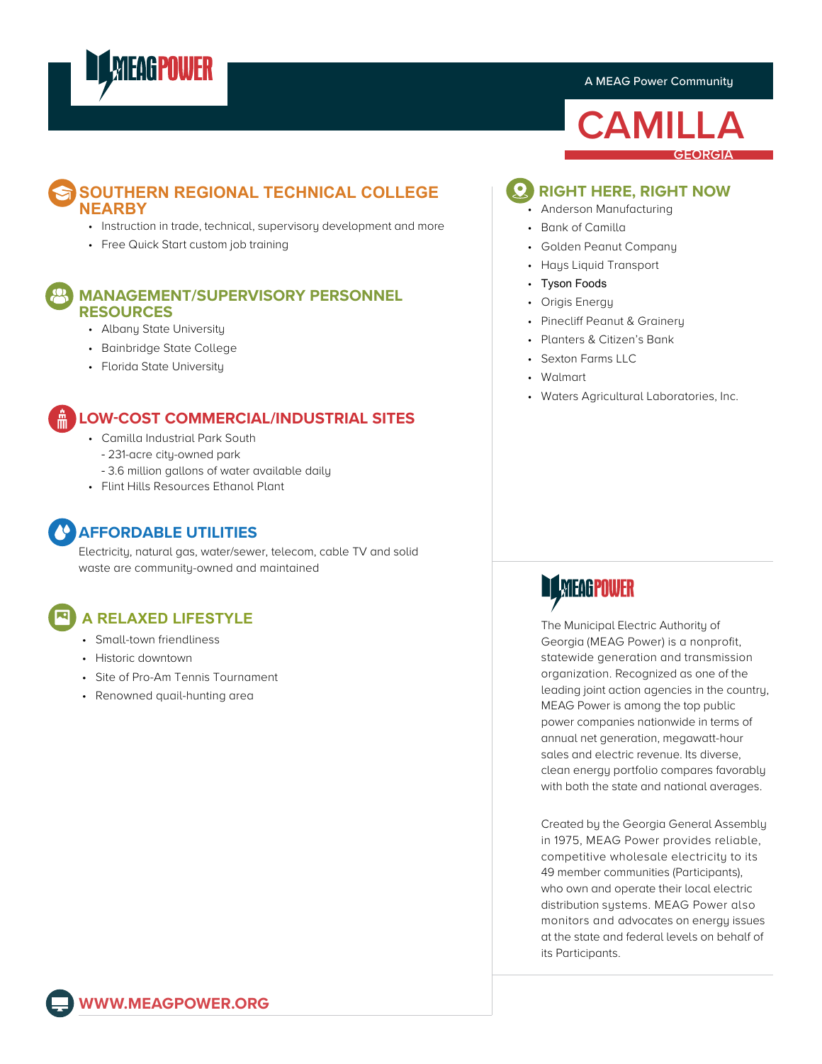A MEAG Power Community

# CAMILLA

GEORGIA

## SOUTHERN REGIONAL TECHNICAL COLLEGE NEARBY

- Instruction in trade, technical, supervisory development and more
- Free Quick Start custom job training

## MANAGEMENT/SUPERVISORY PERSONNEL RESOURCES

- Albany State University
- Bainbridge State College
- Florida State University

## LOW-COST COMMERCIAL/INDUSTRIAL SITES

- Camilla Industrial Park South
  - 231-acre city-owned park
  - 3.6 million gallons of water available daily
- Flint Hills Resources Ethanol Plant

## AFFORDABLE UTILITIES

Electricity, natural gas, water/sewer, telecom, cable TV and solid waste are community-owned and maintained

## A RELAXED LIFESTYLE

- Small-town friendliness
- Historic downtown
- Site of Pro-Am Tennis Tournament
- Renowned quail-hunting area

## RIGHT HERE, RIGHT NOW

- Anderson Manufacturing
- Bank of Camilla
- Golden Peanut Company
- Hays Liquid Transport
- Tyson Foods
- Origis Energy
- Pinecliff Peanut & Grainery
- Planters & Citizen's Bank
- Sexton Farms LLC
- Walmart
- Waters Agricultural Laboratories, Inc.

The Municipal Electric Authority of Georgia (MEAG Power) is a nonprofit, statewide generation and transmission organization. Recognized as one of the leading joint action agencies in the country, MEAG Power is among the top public power companies nationwide in terms of annual net generation, megawatt-hour sales and electric revenue. Its diverse, clean energy portfolio compares favorably with both the state and national averages.

Created by the Georgia General Assembly in 1975, MEAG Power provides reliable, competitive wholesale electricity to its 49 member communities (Participants), who own and operate their local electric distribution systems. MEAG Power also monitors and advocates on energy issues at the state and federal levels on behalf of its Participants.

WWW.MEAGPOWER.ORG